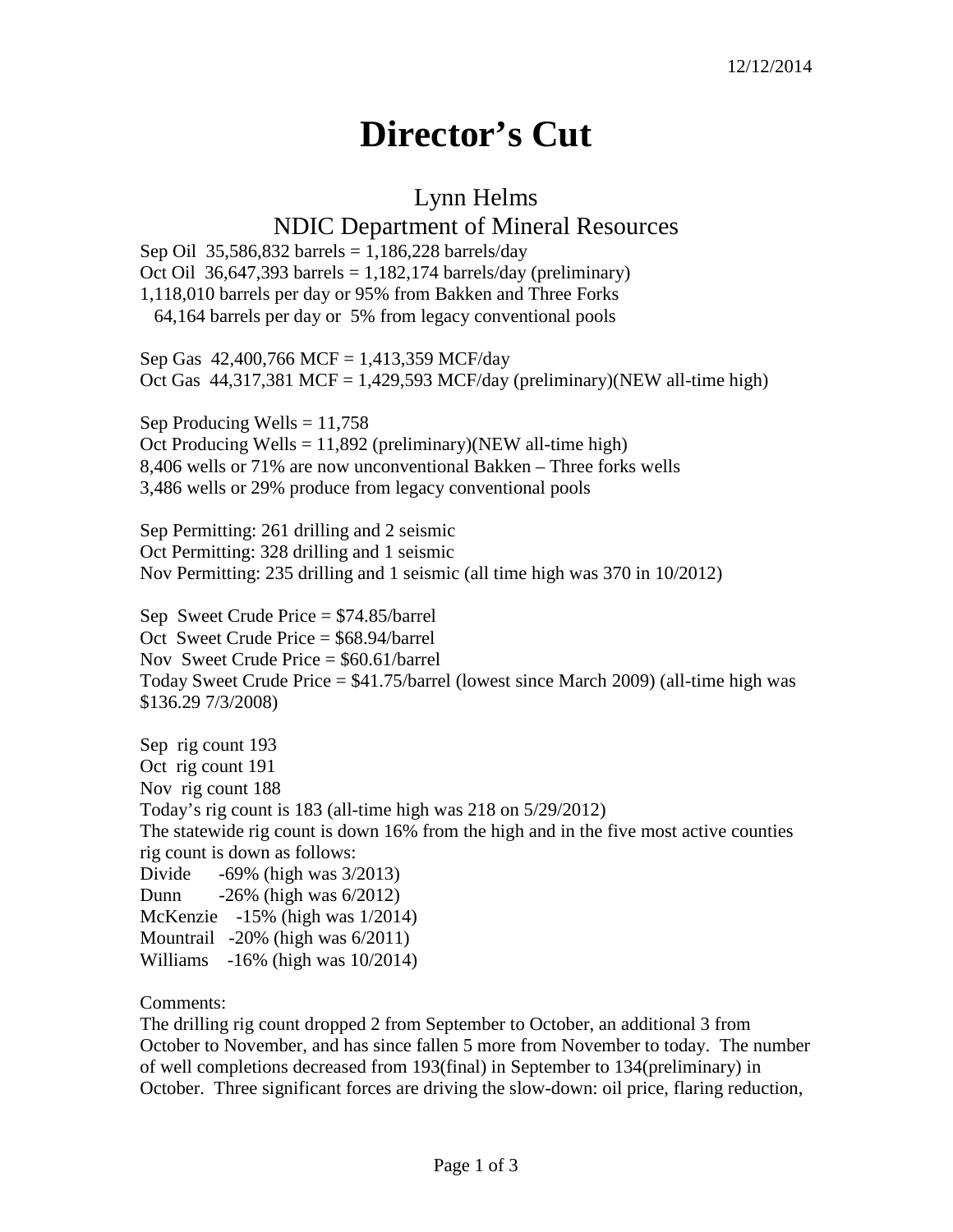12/12/2014

# Director's Cut

## Lynn Helms
## NDIC Department of Mineral Resources

Sep Oil 35,586,832 barrels = 1,186,228 barrels/day
Oct Oil 36,647,393 barrels = 1,182,174 barrels/day (preliminary)
1,118,010 barrels per day or 95% from Bakken and Three Forks
64,164 barrels per day or 5% from legacy conventional pools

Sep Gas 42,400,766 MCF = 1,413,359 MCF/day
Oct Gas 44,317,381 MCF = 1,429,593 MCF/day (preliminary)(NEW all-time high)

Sep Producing Wells = 11,758
Oct Producing Wells = 11,892 (preliminary)(NEW all-time high)
8,406 wells or 71% are now unconventional Bakken – Three forks wells
3,486 wells or 29% produce from legacy conventional pools

Sep Permitting: 261 drilling and 2 seismic
Oct Permitting: 328 drilling and 1 seismic
Nov Permitting: 235 drilling and 1 seismic (all time high was 370 in 10/2012)

Sep Sweet Crude Price = $74.85/barrel
Oct Sweet Crude Price = $68.94/barrel
Nov Sweet Crude Price = $60.61/barrel
Today Sweet Crude Price = $41.75/barrel (lowest since March 2009) (all-time high was $136.29 7/3/2008)

Sep rig count 193
Oct rig count 191
Nov rig count 188
Today's rig count is 183 (all-time high was 218 on 5/29/2012)
The statewide rig count is down 16% from the high and in the five most active counties rig count is down as follows:
Divide -69% (high was 3/2013)
Dunn -26% (high was 6/2012)
McKenzie -15% (high was 1/2014)
Mountrail -20% (high was 6/2011)
Williams -16% (high was 10/2014)

Comments:
The drilling rig count dropped 2 from September to October, an additional 3 from October to November, and has since fallen 5 more from November to today. The number of well completions decreased from 193(final) in September to 134(preliminary) in October. Three significant forces are driving the slow-down: oil price, flaring reduction,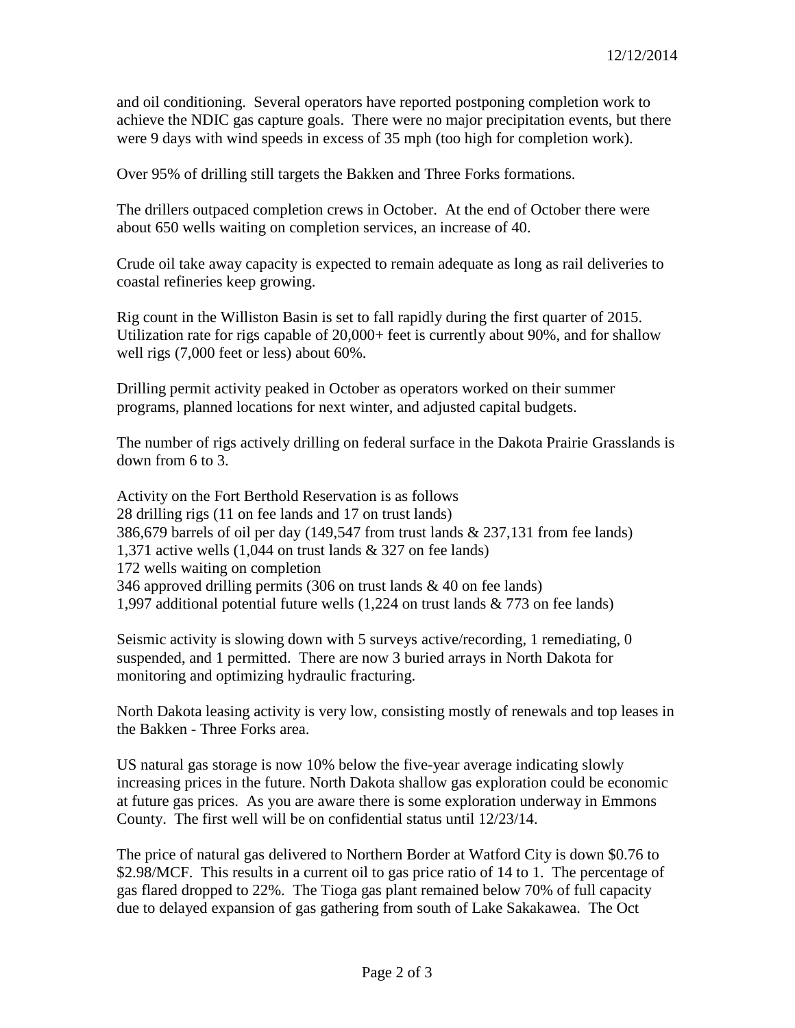and oil conditioning. Several operators have reported postponing completion work to achieve the NDIC gas capture goals. There were no major precipitation events, but there were 9 days with wind speeds in excess of 35 mph (too high for completion work).

Over 95% of drilling still targets the Bakken and Three Forks formations.

The drillers outpaced completion crews in October. At the end of October there were about 650 wells waiting on completion services, an increase of 40.

Crude oil take away capacity is expected to remain adequate as long as rail deliveries to coastal refineries keep growing.

Rig count in the Williston Basin is set to fall rapidly during the first quarter of 2015. Utilization rate for rigs capable of 20,000+ feet is currently about 90%, and for shallow well rigs (7,000 feet or less) about 60%.

Drilling permit activity peaked in October as operators worked on their summer programs, planned locations for next winter, and adjusted capital budgets.

The number of rigs actively drilling on federal surface in the Dakota Prairie Grasslands is down from 6 to 3.

Activity on the Fort Berthold Reservation is as follows
28 drilling rigs (11 on fee lands and 17 on trust lands)
386,679 barrels of oil per day (149,547 from trust lands & 237,131 from fee lands)
1,371 active wells (1,044 on trust lands & 327 on fee lands)
172 wells waiting on completion
346 approved drilling permits (306 on trust lands & 40 on fee lands)
1,997 additional potential future wells (1,224 on trust lands & 773 on fee lands)

Seismic activity is slowing down with 5 surveys active/recording, 1 remediating, 0 suspended, and 1 permitted. There are now 3 buried arrays in North Dakota for monitoring and optimizing hydraulic fracturing.

North Dakota leasing activity is very low, consisting mostly of renewals and top leases in the Bakken - Three Forks area.

US natural gas storage is now 10% below the five-year average indicating slowly increasing prices in the future. North Dakota shallow gas exploration could be economic at future gas prices. As you are aware there is some exploration underway in Emmons County. The first well will be on confidential status until 12/23/14.

The price of natural gas delivered to Northern Border at Watford City is down $0.76 to $2.98/MCF. This results in a current oil to gas price ratio of 14 to 1. The percentage of gas flared dropped to 22%. The Tioga gas plant remained below 70% of full capacity due to delayed expansion of gas gathering from south of Lake Sakakawea. The Oct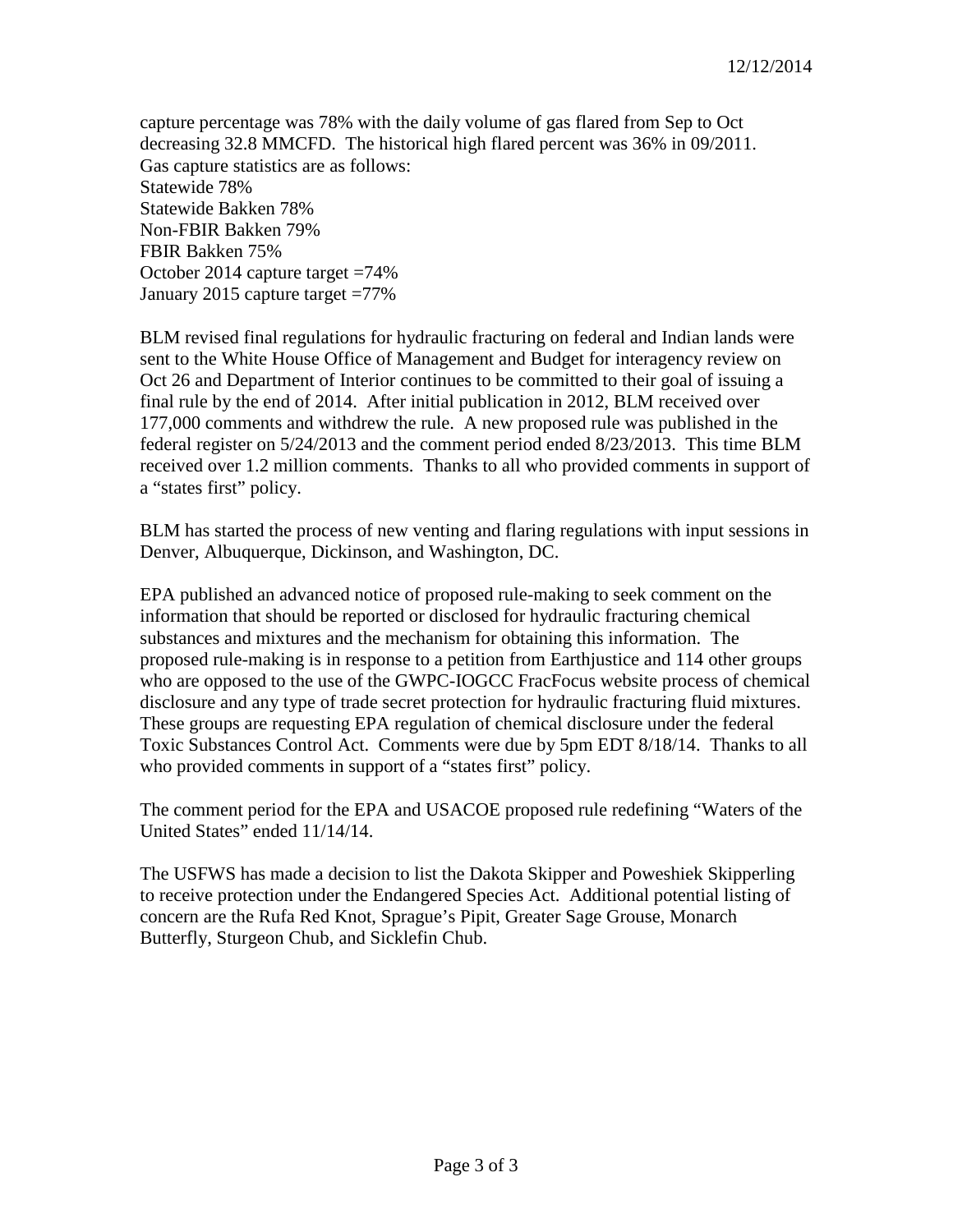capture percentage was 78% with the daily volume of gas flared from Sep to Oct decreasing 32.8 MMCFD. The historical high flared percent was 36% in 09/2011.
Gas capture statistics are as follows:
Statewide 78%
Statewide Bakken 78%
Non-FBIR Bakken 79%
FBIR Bakken 75%
October 2014 capture target =74%
January 2015 capture target =77%

BLM revised final regulations for hydraulic fracturing on federal and Indian lands were sent to the White House Office of Management and Budget for interagency review on Oct 26 and Department of Interior continues to be committed to their goal of issuing a final rule by the end of 2014. After initial publication in 2012, BLM received over 177,000 comments and withdrew the rule. A new proposed rule was published in the federal register on 5/24/2013 and the comment period ended 8/23/2013. This time BLM received over 1.2 million comments. Thanks to all who provided comments in support of a "states first" policy.

BLM has started the process of new venting and flaring regulations with input sessions in Denver, Albuquerque, Dickinson, and Washington, DC.

EPA published an advanced notice of proposed rule-making to seek comment on the information that should be reported or disclosed for hydraulic fracturing chemical substances and mixtures and the mechanism for obtaining this information. The proposed rule-making is in response to a petition from Earthjustice and 114 other groups who are opposed to the use of the GWPC-IOGCC FracFocus website process of chemical disclosure and any type of trade secret protection for hydraulic fracturing fluid mixtures. These groups are requesting EPA regulation of chemical disclosure under the federal Toxic Substances Control Act. Comments were due by 5pm EDT 8/18/14. Thanks to all who provided comments in support of a "states first" policy.

The comment period for the EPA and USACOE proposed rule redefining "Waters of the United States" ended 11/14/14.

The USFWS has made a decision to list the Dakota Skipper and Poweshiek Skipperling to receive protection under the Endangered Species Act. Additional potential listing of concern are the Rufa Red Knot, Sprague's Pipit, Greater Sage Grouse, Monarch Butterfly, Sturgeon Chub, and Sicklefin Chub.